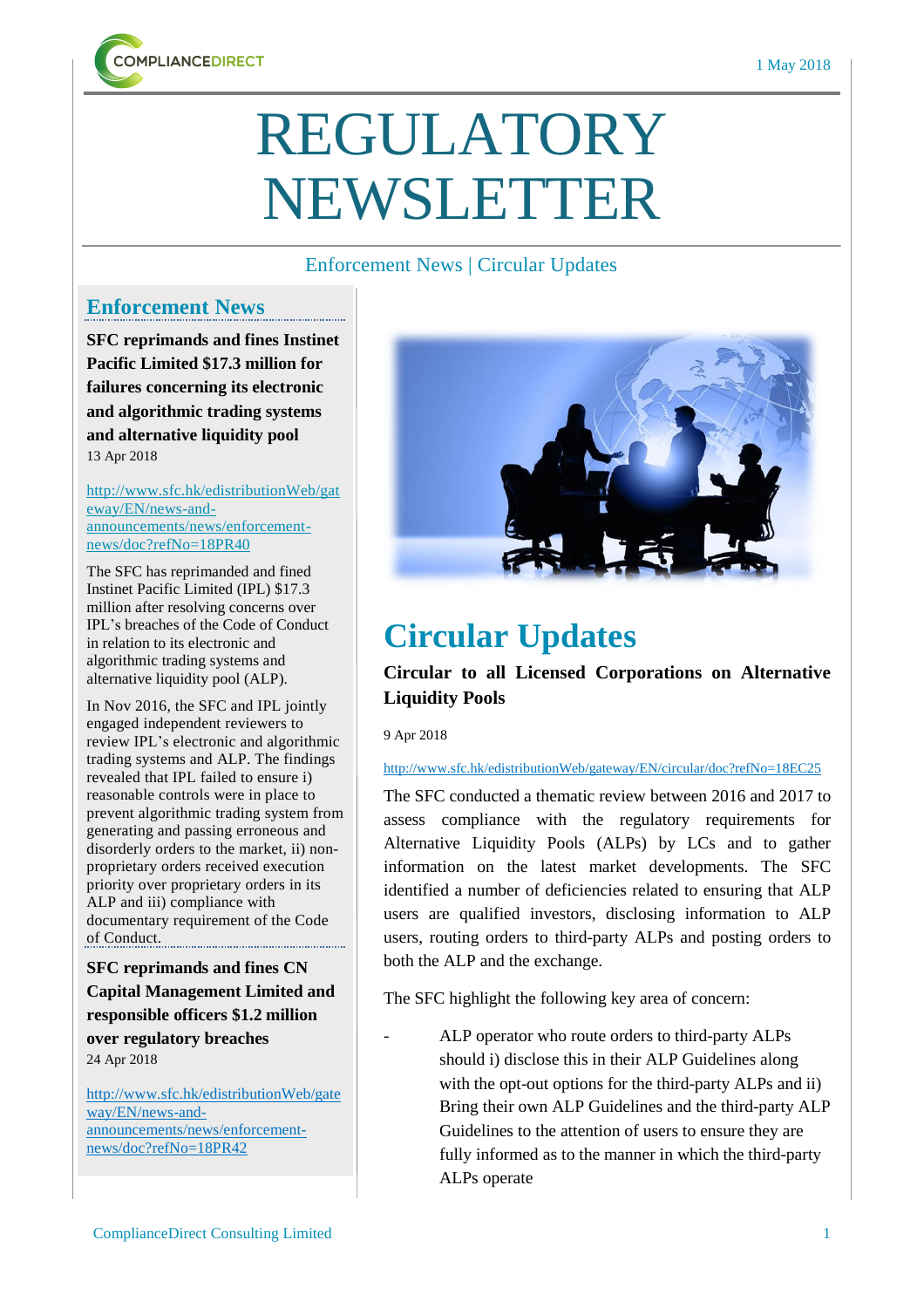# REGULATORY NEWSLETTER

Enforcement News | Circular Updates

## Enforcement News

**SFC reprimands and fines Instinet Pacific Limited $17.3 million for failures concerning its electronic and algorithmic trading systems and alternative liquidity pool**

13 Apr 2018

http://www.sfc.hk/edistributionWeb/gateway/EN/news-and-announcements/news/enforcement-news/doc?refNo=18PR40

The SFC has reprimanded and fined Instinet Pacific Limited (IPL) $17.3 million after resolving concerns over IPL's breaches of the Code of Conduct in relation to its electronic and algorithmic trading systems and alternative liquidity pool (ALP).

In Nov 2016, the SFC and IPL jointly engaged independent reviewers to review IPL's electronic and algorithmic trading systems and ALP. The findings revealed that IPL failed to ensure i) reasonable controls were in place to prevent algorithmic trading system from generating and passing erroneous and disorderly orders to the market, ii) non-proprietary orders received execution priority over proprietary orders in its ALP and iii) compliance with documentary requirement of the Code of Conduct.

**SFC reprimands and fines CN Capital Management Limited and responsible officers $1.2 million over regulatory breaches**

24 Apr 2018

http://www.sfc.hk/edistributionWeb/gateway/EN/news-and-announcements/news/enforcement-news/doc?refNo=18PR42

## Circular Updates

**Circular to all Licensed Corporations on Alternative Liquidity Pools**

9 Apr 2018

http://www.sfc.hk/edistributionWeb/gateway/EN/circular/doc?refNo=18EC25

The SFC conducted a thematic review between 2016 and 2017 to assess compliance with the regulatory requirements for Alternative Liquidity Pools (ALPs) by LCs and to gather information on the latest market developments. The SFC identified a number of deficiencies related to ensuring that ALP users are qualified investors, disclosing information to ALP users, routing orders to third-party ALPs and posting orders to both the ALP and the exchange.

The SFC highlight the following key area of concern:

- ALP operator who route orders to third-party ALPs should i) disclose this in their ALP Guidelines along with the opt-out options for the third-party ALPs and ii) Bring their own ALP Guidelines and the third-party ALP Guidelines to the attention of users to ensure they are fully informed as to the manner in which the third-party ALPs operate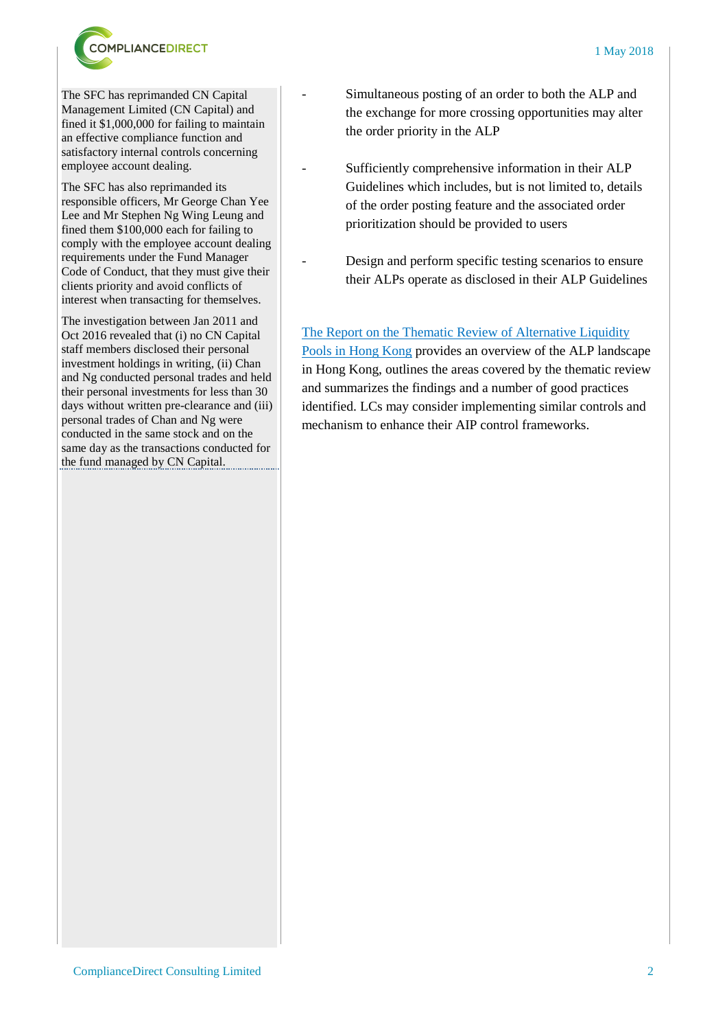The SFC has reprimanded CN Capital Management Limited (CN Capital) and fined it $1,000,000 for failing to maintain an effective compliance function and satisfactory internal controls concerning employee account dealing.

The SFC has also reprimanded its responsible officers, Mr George Chan Yee Lee and Mr Stephen Ng Wing Leung and fined them $100,000 each for failing to comply with the employee account dealing requirements under the Fund Manager Code of Conduct, that they must give their clients priority and avoid conflicts of interest when transacting for themselves.

The investigation between Jan 2011 and Oct 2016 revealed that (i) no CN Capital staff members disclosed their personal investment holdings in writing, (ii) Chan and Ng conducted personal trades and held their personal investments for less than 30 days without written pre-clearance and (iii) personal trades of Chan and Ng were conducted in the same stock and on the same day as the transactions conducted for the fund managed by CN Capital.

- Simultaneous posting of an order to both the ALP and the exchange for more crossing opportunities may alter the order priority in the ALP
- Sufficiently comprehensive information in their ALP Guidelines which includes, but is not limited to, details of the order posting feature and the associated order prioritization should be provided to users
- Design and perform specific testing scenarios to ensure their ALPs operate as disclosed in their ALP Guidelines

The Report on the Thematic Review of Alternative Liquidity Pools in Hong Kong provides an overview of the ALP landscape in Hong Kong, outlines the areas covered by the thematic review and summarizes the findings and a number of good practices identified. LCs may consider implementing similar controls and mechanism to enhance their AIP control frameworks.